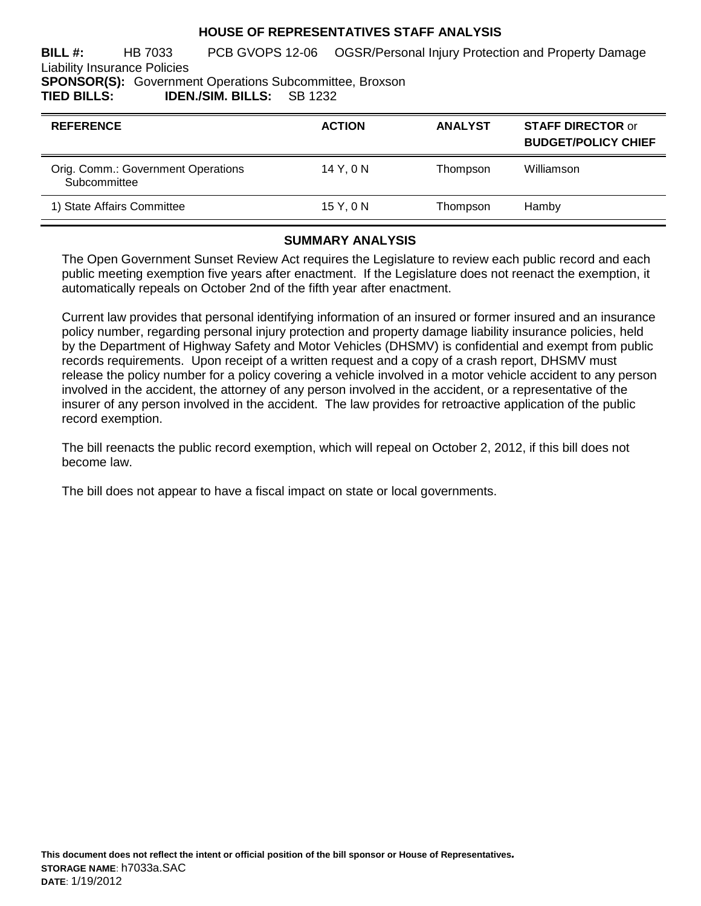# HOUSE OF REPRESENTATIVES STAFF ANALYSIS

**BILL #:** HB 7033 PCB GVOPS 12-06 OGSR/Personal Injury Protection and Property Damage Liability Insurance Policies
**SPONSOR(S):** Government Operations Subcommittee, Broxson
**TIED BILLS:** **IDEN./SIM. BILLS:** SB 1232

| REFERENCE | ACTION | ANALYST | STAFF DIRECTOR or BUDGET/POLICY CHIEF |
|---|---|---|---|
| Orig. Comm.: Government Operations Subcommittee | 14 Y, 0 N | Thompson | Williamson |
| 1) State Affairs Committee | 15 Y, 0 N | Thompson | Hamby |

## SUMMARY ANALYSIS

The Open Government Sunset Review Act requires the Legislature to review each public record and each public meeting exemption five years after enactment. If the Legislature does not reenact the exemption, it automatically repeals on October 2nd of the fifth year after enactment.

Current law provides that personal identifying information of an insured or former insured and an insurance policy number, regarding personal injury protection and property damage liability insurance policies, held by the Department of Highway Safety and Motor Vehicles (DHSMV) is confidential and exempt from public records requirements. Upon receipt of a written request and a copy of a crash report, DHSMV must release the policy number for a policy covering a vehicle involved in a motor vehicle accident to any person involved in the accident, the attorney of any person involved in the accident, or a representative of the insurer of any person involved in the accident. The law provides for retroactive application of the public record exemption.

The bill reenacts the public record exemption, which will repeal on October 2, 2012, if this bill does not become law.

The bill does not appear to have a fiscal impact on state or local governments.

**This document does not reflect the intent or official position of the bill sponsor or House of Representatives.**
**STORAGE NAME**: h7033a.SAC
**DATE**: 1/19/2012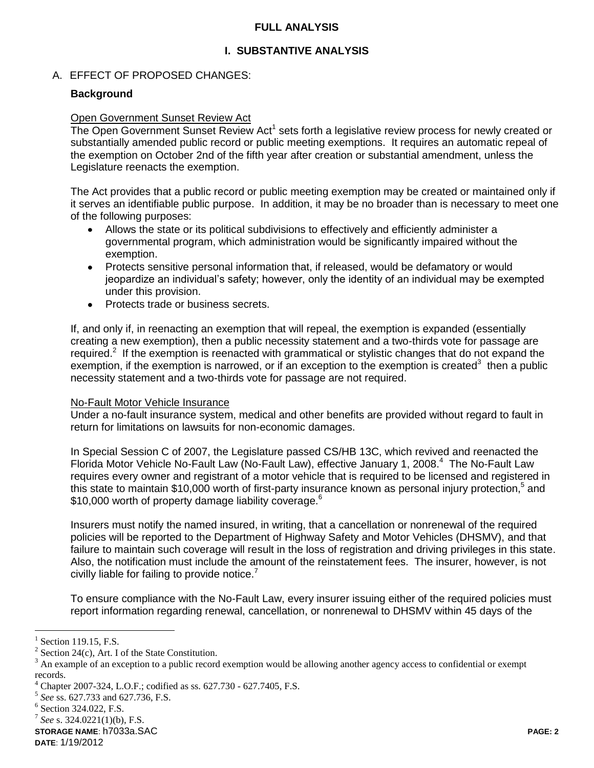## FULL ANALYSIS

## I. SUBSTANTIVE ANALYSIS

A. EFFECT OF PROPOSED CHANGES:

**Background**

Open Government Sunset Review Act

The Open Government Sunset Review Act[1] sets forth a legislative review process for newly created or substantially amended public record or public meeting exemptions. It requires an automatic repeal of the exemption on October 2nd of the fifth year after creation or substantial amendment, unless the Legislature reenacts the exemption.

The Act provides that a public record or public meeting exemption may be created or maintained only if it serves an identifiable public purpose. In addition, it may be no broader than is necessary to meet one of the following purposes:

- Allows the state or its political subdivisions to effectively and efficiently administer a governmental program, which administration would be significantly impaired without the exemption.
- Protects sensitive personal information that, if released, would be defamatory or would jeopardize an individual's safety; however, only the identity of an individual may be exempted under this provision.
- Protects trade or business secrets.

If, and only if, in reenacting an exemption that will repeal, the exemption is expanded (essentially creating a new exemption), then a public necessity statement and a two-thirds vote for passage are required.[2] If the exemption is reenacted with grammatical or stylistic changes that do not expand the exemption, if the exemption is narrowed, or if an exception to the exemption is created[3] then a public necessity statement and a two-thirds vote for passage are not required.

No-Fault Motor Vehicle Insurance

Under a no-fault insurance system, medical and other benefits are provided without regard to fault in return for limitations on lawsuits for non-economic damages.

In Special Session C of 2007, the Legislature passed CS/HB 13C, which revived and reenacted the Florida Motor Vehicle No-Fault Law (No-Fault Law), effective January 1, 2008.[4] The No-Fault Law requires every owner and registrant of a motor vehicle that is required to be licensed and registered in this state to maintain $10,000 worth of first-party insurance known as personal injury protection,[5] and $10,000 worth of property damage liability coverage.[6]

Insurers must notify the named insured, in writing, that a cancellation or nonrenewal of the required policies will be reported to the Department of Highway Safety and Motor Vehicles (DHSMV), and that failure to maintain such coverage will result in the loss of registration and driving privileges in this state. Also, the notification must include the amount of the reinstatement fees. The insurer, however, is not civilly liable for failing to provide notice.[7]

To ensure compliance with the No-Fault Law, every insurer issuing either of the required policies must report information regarding renewal, cancellation, or nonrenewal to DHSMV within 45 days of the

---

[1] Section 119.15, F.S.

[2] Section 24(c), Art. I of the State Constitution.

[3] An example of an exception to a public record exemption would be allowing another agency access to confidential or exempt records.

[4] Chapter 2007-324, L.O.F.; codified as ss. 627.730 - 627.7405, F.S.

[5] *See* ss. 627.733 and 627.736, F.S.

[6] Section 324.022, F.S.

[7] *See* s. 324.0221(1)(b), F.S.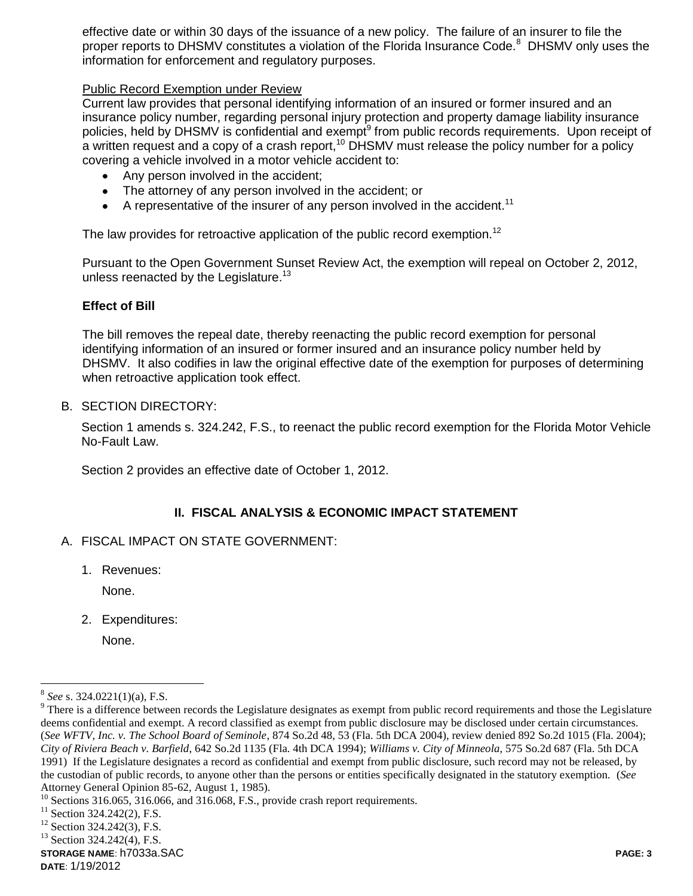effective date or within 30 days of the issuance of a new policy. The failure of an insurer to file the proper reports to DHSMV constitutes a violation of the Florida Insurance Code.[8] DHSMV only uses the information for enforcement and regulatory purposes.

Public Record Exemption under Review

Current law provides that personal identifying information of an insured or former insured and an insurance policy number, regarding personal injury protection and property damage liability insurance policies, held by DHSMV is confidential and exempt[9] from public records requirements. Upon receipt of a written request and a copy of a crash report,[10] DHSMV must release the policy number for a policy covering a vehicle involved in a motor vehicle accident to:

- Any person involved in the accident;
- The attorney of any person involved in the accident; or
- A representative of the insurer of any person involved in the accident.[11]

The law provides for retroactive application of the public record exemption.[12]

Pursuant to the Open Government Sunset Review Act, the exemption will repeal on October 2, 2012, unless reenacted by the Legislature.[13]

**Effect of Bill**

The bill removes the repeal date, thereby reenacting the public record exemption for personal identifying information of an insured or former insured and an insurance policy number held by DHSMV. It also codifies in law the original effective date of the exemption for purposes of determining when retroactive application took effect.

B. SECTION DIRECTORY:

Section 1 amends s. 324.242, F.S., to reenact the public record exemption for the Florida Motor Vehicle No-Fault Law.

Section 2 provides an effective date of October 1, 2012.

## II. FISCAL ANALYSIS & ECONOMIC IMPACT STATEMENT

A. FISCAL IMPACT ON STATE GOVERNMENT:

1. Revenues:

   None.

2. Expenditures:

   None.

---

[8] *See* s. 324.0221(1)(a), F.S.

[9] There is a difference between records the Legislature designates as exempt from public record requirements and those the Legislature deems confidential and exempt. A record classified as exempt from public disclosure may be disclosed under certain circumstances. (*See WFTV, Inc. v. The School Board of Seminole*, 874 So.2d 48, 53 (Fla. 5th DCA 2004), review denied 892 So.2d 1015 (Fla. 2004); *City of Riviera Beach v. Barfield*, 642 So.2d 1135 (Fla. 4th DCA 1994); *Williams v. City of Minneola*, 575 So.2d 687 (Fla. 5th DCA 1991) If the Legislature designates a record as confidential and exempt from public disclosure, such record may not be released, by the custodian of public records, to anyone other than the persons or entities specifically designated in the statutory exemption. (*See* Attorney General Opinion 85-62, August 1, 1985).

[10] Sections 316.065, 316.066, and 316.068, F.S., provide crash report requirements.

[11] Section 324.242(2), F.S.

[12] Section 324.242(3), F.S.

[13] Section 324.242(4), F.S.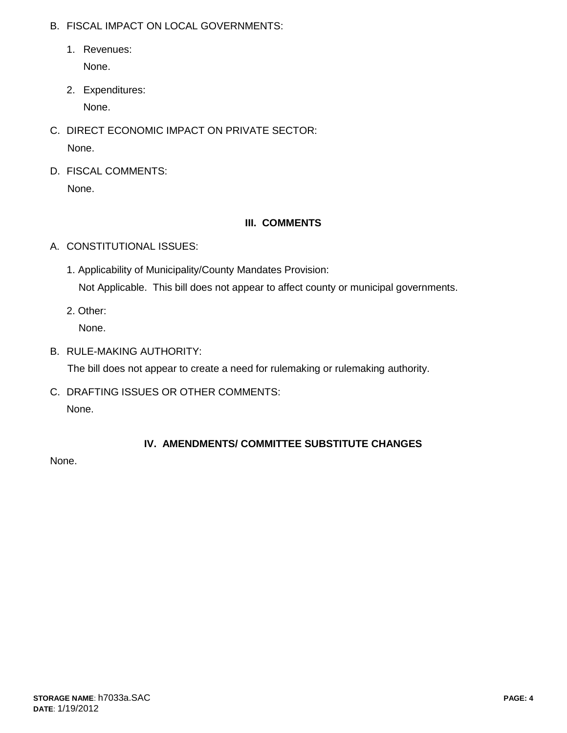B. FISCAL IMPACT ON LOCAL GOVERNMENTS:

1. Revenues:

   None.

2. Expenditures:

   None.

C. DIRECT ECONOMIC IMPACT ON PRIVATE SECTOR:

None.

D. FISCAL COMMENTS:

None.

## III. COMMENTS

A. CONSTITUTIONAL ISSUES:

1. Applicability of Municipality/County Mandates Provision:

   Not Applicable. This bill does not appear to affect county or municipal governments.

2. Other:

   None.

B. RULE-MAKING AUTHORITY:

The bill does not appear to create a need for rulemaking or rulemaking authority.

C. DRAFTING ISSUES OR OTHER COMMENTS:

None.

## IV. AMENDMENTS/ COMMITTEE SUBSTITUTE CHANGES

None.